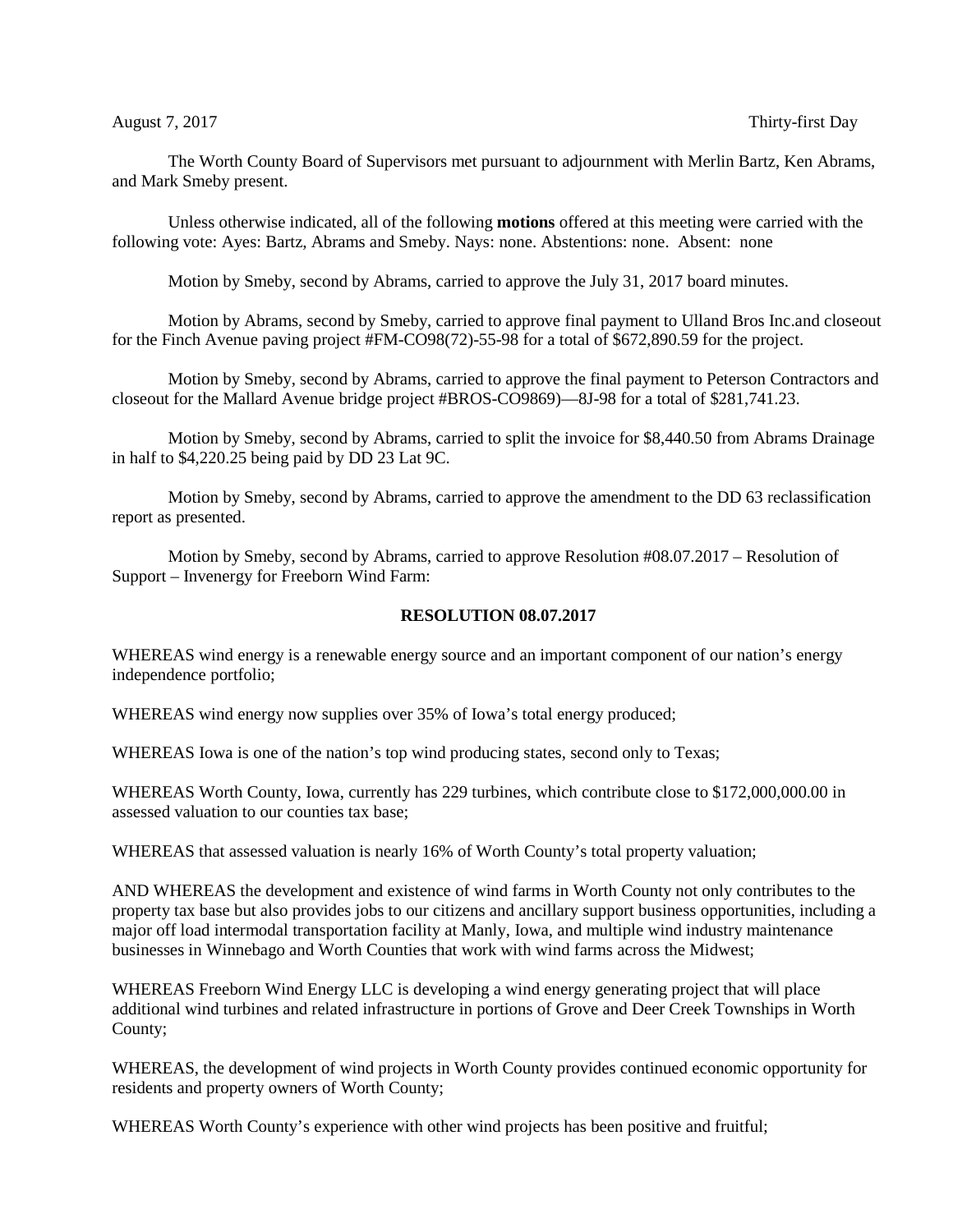August 7, 2017 Thirty-first Day

The Worth County Board of Supervisors met pursuant to adjournment with Merlin Bartz, Ken Abrams, and Mark Smeby present.

Unless otherwise indicated, all of the following **motions** offered at this meeting were carried with the following vote: Ayes: Bartz, Abrams and Smeby. Nays: none. Abstentions: none. Absent: none

Motion by Smeby, second by Abrams, carried to approve the July 31, 2017 board minutes.

Motion by Abrams, second by Smeby, carried to approve final payment to Ulland Bros Inc.and closeout for the Finch Avenue paving project #FM-CO98(72)-55-98 for a total of $672,890.59 for the project.

Motion by Smeby, second by Abrams, carried to approve the final payment to Peterson Contractors and closeout for the Mallard Avenue bridge project #BROS-CO9869)—8J-98 for a total of $281,741.23.

Motion by Smeby, second by Abrams, carried to split the invoice for $8,440.50 from Abrams Drainage in half to $4,220.25 being paid by DD 23 Lat 9C.

Motion by Smeby, second by Abrams, carried to approve the amendment to the DD 63 reclassification report as presented.

Motion by Smeby, second by Abrams, carried to approve Resolution #08.07.2017 – Resolution of Support – Invenergy for Freeborn Wind Farm:

**RESOLUTION 08.07.2017**

WHEREAS wind energy is a renewable energy source and an important component of our nation's energy independence portfolio;

WHEREAS wind energy now supplies over 35% of Iowa's total energy produced;

WHEREAS Iowa is one of the nation's top wind producing states, second only to Texas;

WHEREAS Worth County, Iowa, currently has 229 turbines, which contribute close to $172,000,000.00 in assessed valuation to our counties tax base;

WHEREAS that assessed valuation is nearly 16% of Worth County's total property valuation;

AND WHEREAS the development and existence of wind farms in Worth County not only contributes to the property tax base but also provides jobs to our citizens and ancillary support business opportunities, including a major off load intermodal transportation facility at Manly, Iowa, and multiple wind industry maintenance businesses in Winnebago and Worth Counties that work with wind farms across the Midwest;

WHEREAS Freeborn Wind Energy LLC is developing a wind energy generating project that will place additional wind turbines and related infrastructure in portions of Grove and Deer Creek Townships in Worth County;

WHEREAS, the development of wind projects in Worth County provides continued economic opportunity for residents and property owners of Worth County;

WHEREAS Worth County's experience with other wind projects has been positive and fruitful;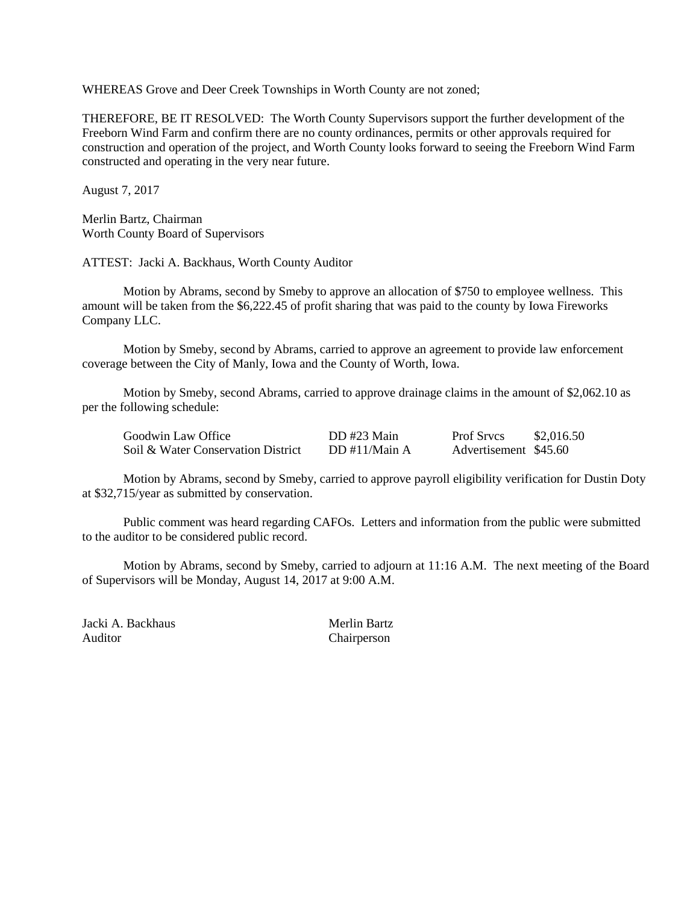WHEREAS Grove and Deer Creek Townships in Worth County are not zoned;

THEREFORE, BE IT RESOLVED: The Worth County Supervisors support the further development of the Freeborn Wind Farm and confirm there are no county ordinances, permits or other approvals required for construction and operation of the project, and Worth County looks forward to seeing the Freeborn Wind Farm constructed and operating in the very near future.

August 7, 2017

Merlin Bartz, Chairman
Worth County Board of Supervisors

ATTEST: Jacki A. Backhaus, Worth County Auditor

Motion by Abrams, second by Smeby to approve an allocation of $750 to employee wellness. This amount will be taken from the $6,222.45 of profit sharing that was paid to the county by Iowa Fireworks Company LLC.

Motion by Smeby, second by Abrams, carried to approve an agreement to provide law enforcement coverage between the City of Manly, Iowa and the County of Worth, Iowa.

Motion by Smeby, second Abrams, carried to approve drainage claims in the amount of $2,062.10 as per the following schedule:

| | | | |
|---|---|---|---|
| Goodwin Law Office | DD #23 Main | Prof Srvcs | $2,016.50 |
| Soil & Water Conservation District | DD #11/Main A | Advertisement | $45.60 |

Motion by Abrams, second by Smeby, carried to approve payroll eligibility verification for Dustin Doty at $32,715/year as submitted by conservation.

Public comment was heard regarding CAFOs. Letters and information from the public were submitted to the auditor to be considered public record.

Motion by Abrams, second by Smeby, carried to adjourn at 11:16 A.M. The next meeting of the Board of Supervisors will be Monday, August 14, 2017 at 9:00 A.M.

Jacki A. Backhaus
Auditor

Merlin Bartz
Chairperson